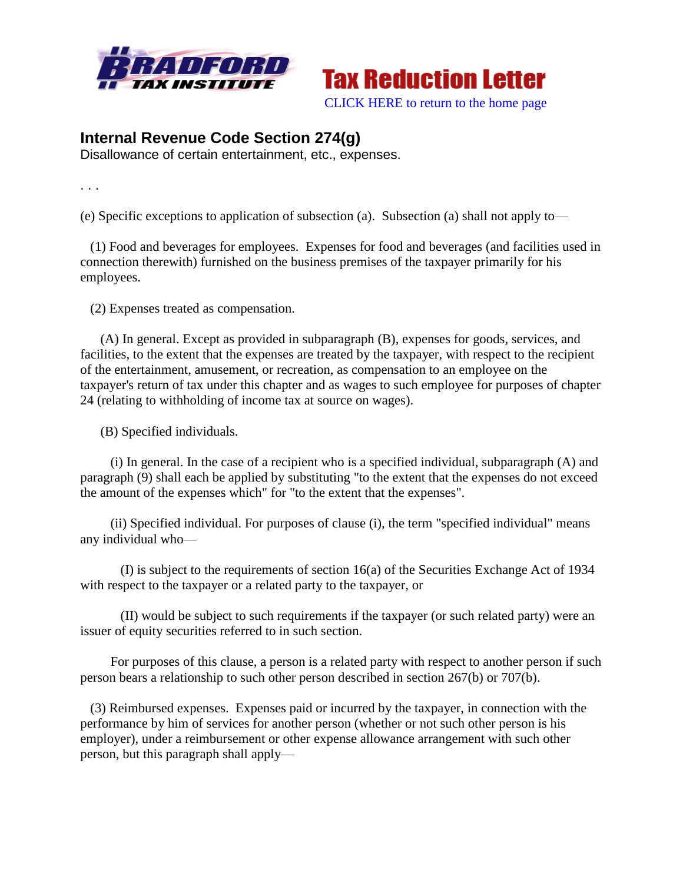**BRADFORD TAX INSTITUTE**

**Tax Reduction Letter**

CLICK HERE to return to the home page

## Internal Revenue Code Section 274(g)

Disallowance of certain entertainment, etc., expenses.

. . .

(e) Specific exceptions to application of subsection (a). Subsection (a) shall not apply to—

(1) Food and beverages for employees. Expenses for food and beverages (and facilities used in connection therewith) furnished on the business premises of the taxpayer primarily for his employees.

(2) Expenses treated as compensation.

(A) In general. Except as provided in subparagraph (B), expenses for goods, services, and facilities, to the extent that the expenses are treated by the taxpayer, with respect to the recipient of the entertainment, amusement, or recreation, as compensation to an employee on the taxpayer's return of tax under this chapter and as wages to such employee for purposes of chapter 24 (relating to withholding of income tax at source on wages).

(B) Specified individuals.

(i) In general. In the case of a recipient who is a specified individual, subparagraph (A) and paragraph (9) shall each be applied by substituting "to the extent that the expenses do not exceed the amount of the expenses which" for "to the extent that the expenses".

(ii) Specified individual. For purposes of clause (i), the term "specified individual" means any individual who—

(I) is subject to the requirements of section 16(a) of the Securities Exchange Act of 1934 with respect to the taxpayer or a related party to the taxpayer, or

(II) would be subject to such requirements if the taxpayer (or such related party) were an issuer of equity securities referred to in such section.

For purposes of this clause, a person is a related party with respect to another person if such person bears a relationship to such other person described in section 267(b) or 707(b).

(3) Reimbursed expenses. Expenses paid or incurred by the taxpayer, in connection with the performance by him of services for another person (whether or not such other person is his employer), under a reimbursement or other expense allowance arrangement with such other person, but this paragraph shall apply—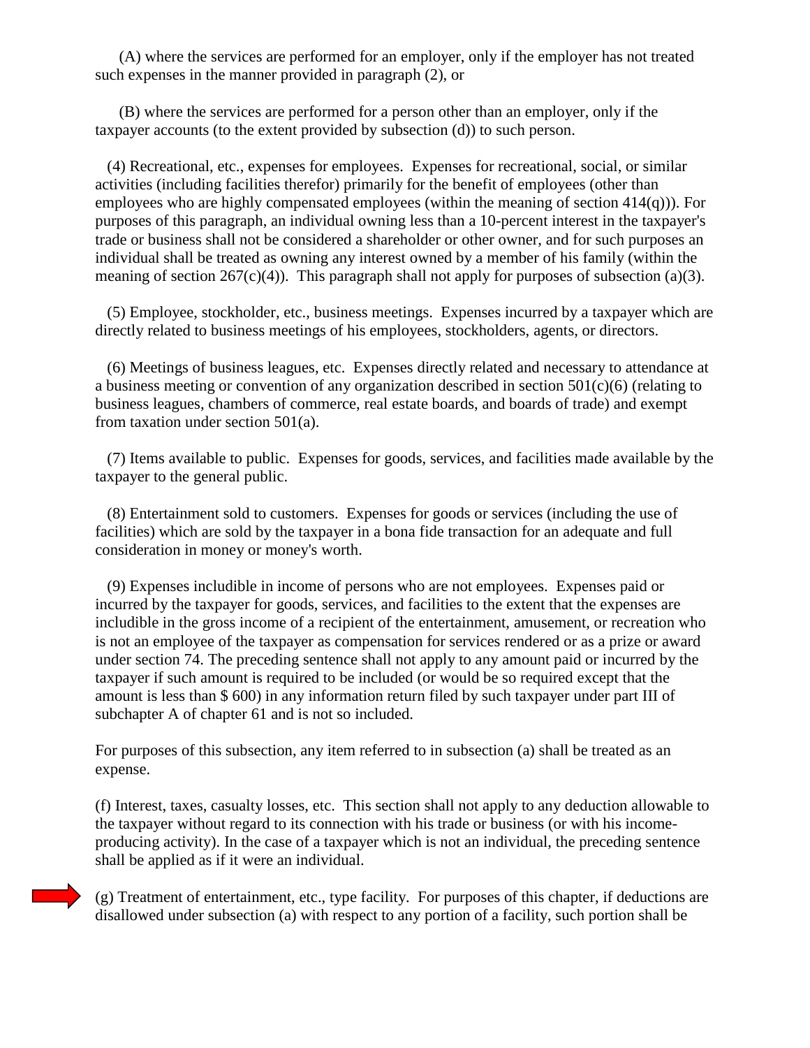(A) where the services are performed for an employer, only if the employer has not treated such expenses in the manner provided in paragraph (2), or

(B) where the services are performed for a person other than an employer, only if the taxpayer accounts (to the extent provided by subsection (d)) to such person.

(4) Recreational, etc., expenses for employees. Expenses for recreational, social, or similar activities (including facilities therefor) primarily for the benefit of employees (other than employees who are highly compensated employees (within the meaning of section 414(q))). For purposes of this paragraph, an individual owning less than a 10-percent interest in the taxpayer's trade or business shall not be considered a shareholder or other owner, and for such purposes an individual shall be treated as owning any interest owned by a member of his family (within the meaning of section 267(c)(4)). This paragraph shall not apply for purposes of subsection (a)(3).

(5) Employee, stockholder, etc., business meetings. Expenses incurred by a taxpayer which are directly related to business meetings of his employees, stockholders, agents, or directors.

(6) Meetings of business leagues, etc. Expenses directly related and necessary to attendance at a business meeting or convention of any organization described in section 501(c)(6) (relating to business leagues, chambers of commerce, real estate boards, and boards of trade) and exempt from taxation under section 501(a).

(7) Items available to public. Expenses for goods, services, and facilities made available by the taxpayer to the general public.

(8) Entertainment sold to customers. Expenses for goods or services (including the use of facilities) which are sold by the taxpayer in a bona fide transaction for an adequate and full consideration in money or money's worth.

(9) Expenses includible in income of persons who are not employees. Expenses paid or incurred by the taxpayer for goods, services, and facilities to the extent that the expenses are includible in the gross income of a recipient of the entertainment, amusement, or recreation who is not an employee of the taxpayer as compensation for services rendered or as a prize or award under section 74. The preceding sentence shall not apply to any amount paid or incurred by the taxpayer if such amount is required to be included (or would be so required except that the amount is less than $ 600) in any information return filed by such taxpayer under part III of subchapter A of chapter 61 and is not so included.

For purposes of this subsection, any item referred to in subsection (a) shall be treated as an expense.

(f) Interest, taxes, casualty losses, etc. This section shall not apply to any deduction allowable to the taxpayer without regard to its connection with his trade or business (or with his income-producing activity). In the case of a taxpayer which is not an individual, the preceding sentence shall be applied as if it were an individual.

(g) Treatment of entertainment, etc., type facility. For purposes of this chapter, if deductions are disallowed under subsection (a) with respect to any portion of a facility, such portion shall be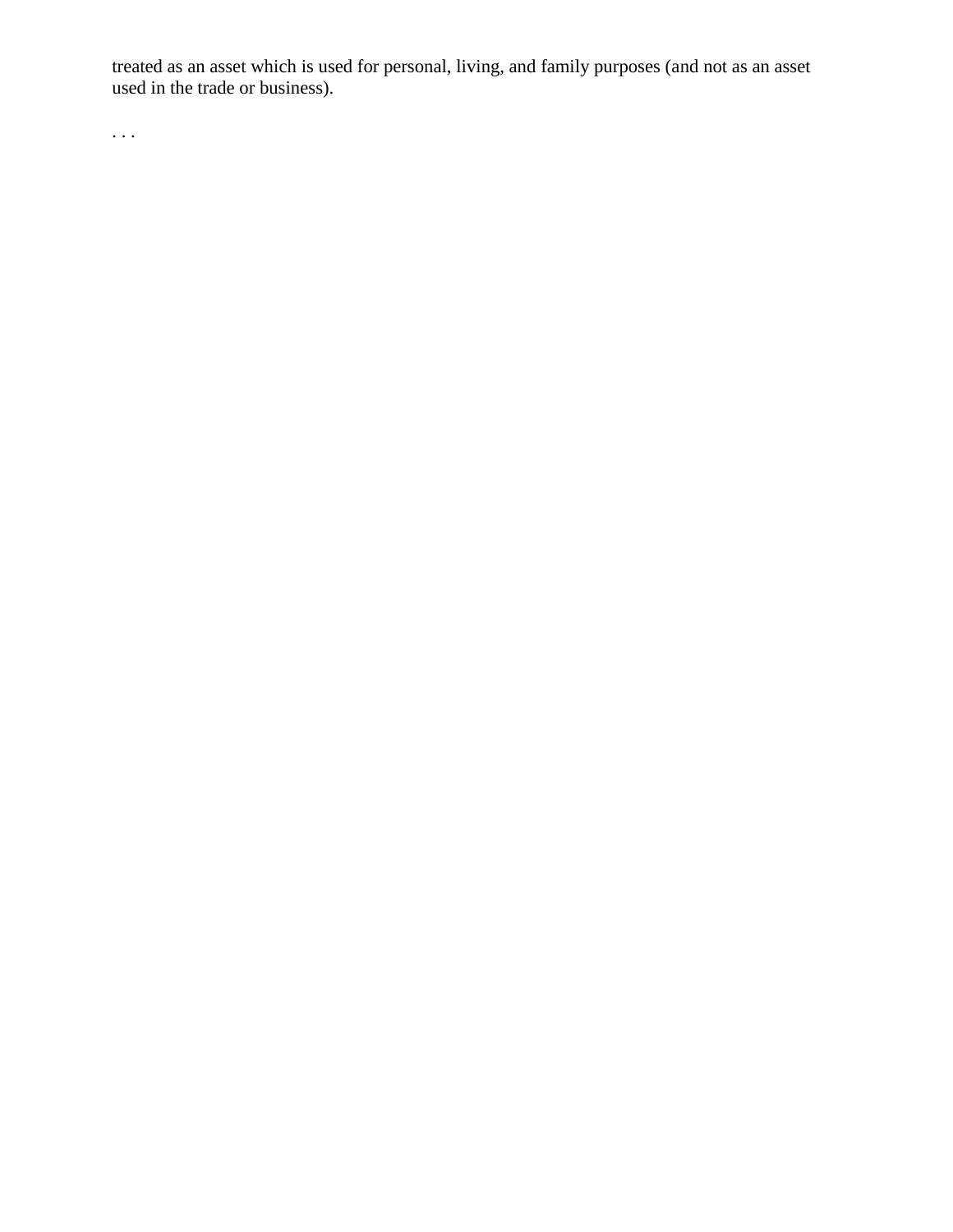treated as an asset which is used for personal, living, and family purposes (and not as an asset used in the trade or business).

. . .